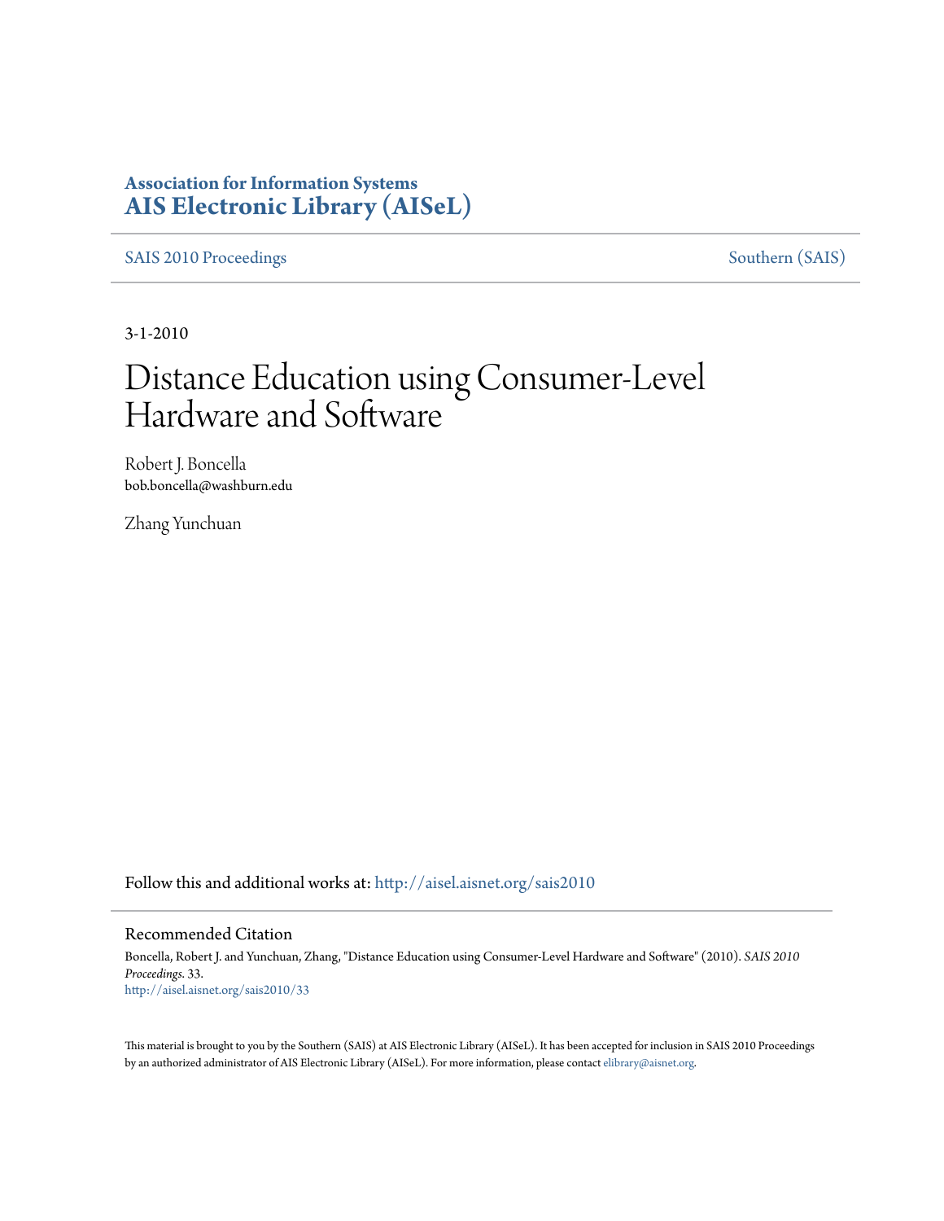**Association for Information Systems**
**AIS Electronic Library (AISeL)**

SAIS 2010 Proceedings | Southern (SAIS)

3-1-2010

# Distance Education using Consumer-Level Hardware and Software

Robert J. Boncella
bob.boncella@washburn.edu

Zhang Yunchuan

Follow this and additional works at: http://aisel.aisnet.org/sais2010

## Recommended Citation

Boncella, Robert J. and Yunchuan, Zhang, "Distance Education using Consumer-Level Hardware and Software" (2010). *SAIS 2010 Proceedings*. 33.
http://aisel.aisnet.org/sais2010/33

This material is brought to you by the Southern (SAIS) at AIS Electronic Library (AISeL). It has been accepted for inclusion in SAIS 2010 Proceedings by an authorized administrator of AIS Electronic Library (AISeL). For more information, please contact elibrary@aisnet.org.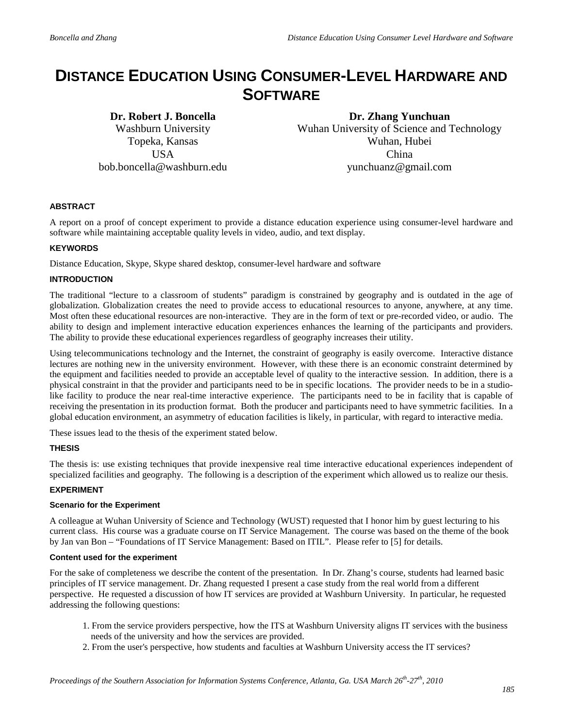# DISTANCE EDUCATION USING CONSUMER-LEVEL HARDWARE AND SOFTWARE

**Dr. Robert J. Boncella**
Washburn University
Topeka, Kansas
USA
bob.boncella@washburn.edu

**Dr. Zhang Yunchuan**
Wuhan University of Science and Technology
Wuhan, Hubei
China
yunchuanz@gmail.com

#### ABSTRACT

A report on a proof of concept experiment to provide a distance education experience using consumer-level hardware and software while maintaining acceptable quality levels in video, audio, and text display.

#### KEYWORDS

Distance Education, Skype, Skype shared desktop, consumer-level hardware and software

#### INTRODUCTION

The traditional "lecture to a classroom of students" paradigm is constrained by geography and is outdated in the age of globalization. Globalization creates the need to provide access to educational resources to anyone, anywhere, at any time. Most often these educational resources are non-interactive. They are in the form of text or pre-recorded video, or audio. The ability to design and implement interactive education experiences enhances the learning of the participants and providers. The ability to provide these educational experiences regardless of geography increases their utility.

Using telecommunications technology and the Internet, the constraint of geography is easily overcome. Interactive distance lectures are nothing new in the university environment. However, with these there is an economic constraint determined by the equipment and facilities needed to provide an acceptable level of quality to the interactive session. In addition, there is a physical constraint in that the provider and participants need to be in specific locations. The provider needs to be in a studio-like facility to produce the near real-time interactive experience. The participants need to be in facility that is capable of receiving the presentation in its production format. Both the producer and participants need to have symmetric facilities. In a global education environment, an asymmetry of education facilities is likely, in particular, with regard to interactive media.

These issues lead to the thesis of the experiment stated below.

#### THESIS

The thesis is: use existing techniques that provide inexpensive real time interactive educational experiences independent of specialized facilities and geography. The following is a description of the experiment which allowed us to realize our thesis.

#### EXPERIMENT

##### Scenario for the Experiment

A colleague at Wuhan University of Science and Technology (WUST) requested that I honor him by guest lecturing to his current class. His course was a graduate course on IT Service Management. The course was based on the theme of the book by Jan van Bon – "Foundations of IT Service Management: Based on ITIL". Please refer to [5] for details.

##### Content used for the experiment

For the sake of completeness we describe the content of the presentation. In Dr. Zhang's course, students had learned basic principles of IT service management. Dr. Zhang requested I present a case study from the real world from a different perspective. He requested a discussion of how IT services are provided at Washburn University. In particular, he requested addressing the following questions:

1. From the service providers perspective, how the ITS at Washburn University aligns IT services with the business needs of the university and how the services are provided.
2. From the user's perspective, how students and faculties at Washburn University access the IT services?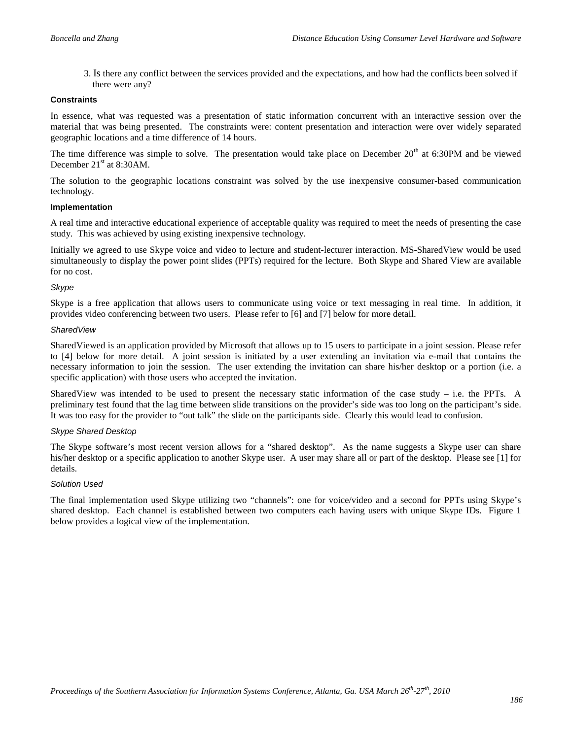3. Is there any conflict between the services provided and the expectations, and how had the conflicts been solved if there were any?

### Constraints

In essence, what was requested was a presentation of static information concurrent with an interactive session over the material that was being presented. The constraints were: content presentation and interaction were over widely separated geographic locations and a time difference of 14 hours.

The time difference was simple to solve. The presentation would take place on December 20th at 6:30PM and be viewed December 21st at 8:30AM.

The solution to the geographic locations constraint was solved by the use inexpensive consumer-based communication technology.

### Implementation

A real time and interactive educational experience of acceptable quality was required to meet the needs of presenting the case study. This was achieved by using existing inexpensive technology.

Initially we agreed to use Skype voice and video to lecture and student-lecturer interaction. MS-SharedView would be used simultaneously to display the power point slides (PPTs) required for the lecture. Both Skype and Shared View are available for no cost.

#### *Skype*

Skype is a free application that allows users to communicate using voice or text messaging in real time. In addition, it provides video conferencing between two users. Please refer to [6] and [7] below for more detail.

#### *SharedView*

SharedViewed is an application provided by Microsoft that allows up to 15 users to participate in a joint session. Please refer to [4] below for more detail. A joint session is initiated by a user extending an invitation via e-mail that contains the necessary information to join the session. The user extending the invitation can share his/her desktop or a portion (i.e. a specific application) with those users who accepted the invitation.

SharedView was intended to be used to present the necessary static information of the case study – i.e. the PPTs. A preliminary test found that the lag time between slide transitions on the provider's side was too long on the participant's side. It was too easy for the provider to "out talk" the slide on the participants side. Clearly this would lead to confusion.

#### *Skype Shared Desktop*

The Skype software's most recent version allows for a "shared desktop". As the name suggests a Skype user can share his/her desktop or a specific application to another Skype user. A user may share all or part of the desktop. Please see [1] for details.

#### *Solution Used*

The final implementation used Skype utilizing two "channels": one for voice/video and a second for PPTs using Skype's shared desktop. Each channel is established between two computers each having users with unique Skype IDs. Figure 1 below provides a logical view of the implementation.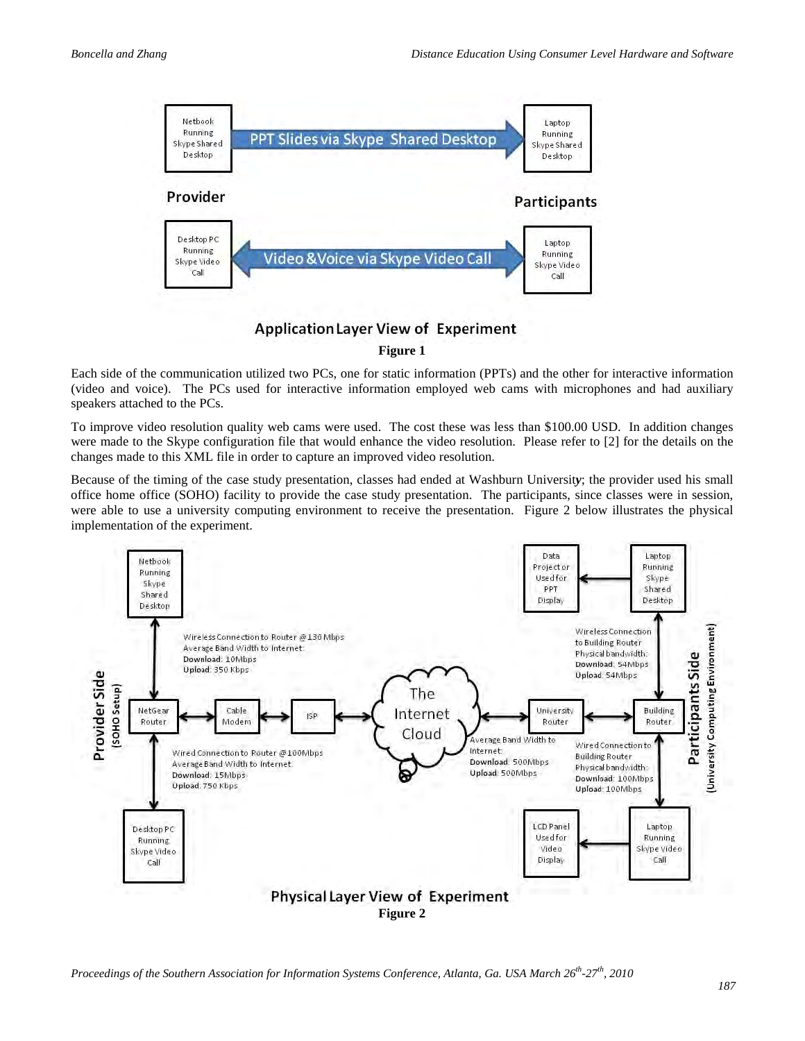Application Layer View of Experiment

**Figure 1**

Each side of the communication utilized two PCs, one for static information (PPTs) and the other for interactive information (video and voice). The PCs used for interactive information employed web cams with microphones and had auxiliary speakers attached to the PCs.

To improve video resolution quality web cams were used. The cost these was less than $100.00 USD. In addition changes were made to the Skype configuration file that would enhance the video resolution. Please refer to [2] for the details on the changes made to this XML file in order to capture an improved video resolution.

Because of the timing of the case study presentation, classes had ended at Washburn Universit*y*; the provider used his small office home office (SOHO) facility to provide the case study presentation. The participants, since classes were in session, were able to use a university computing environment to receive the presentation. Figure 2 below illustrates the physical implementation of the experiment.

Physical Layer View of Experiment

**Figure 2**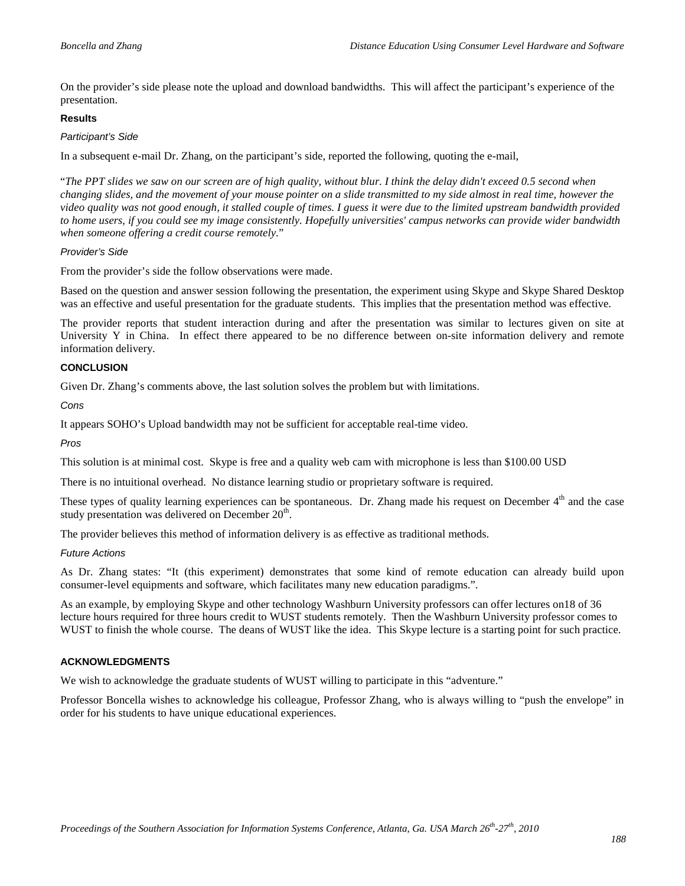On the provider's side please note the upload and download bandwidths. This will affect the participant's experience of the presentation.

### Results

#### *Participant's Side*

In a subsequent e-mail Dr. Zhang, on the participant's side, reported the following, quoting the e-mail,

"*The PPT slides we saw on our screen are of high quality, without blur. I think the delay didn't exceed 0.5 second when changing slides, and the movement of your mouse pointer on a slide transmitted to my side almost in real time, however the video quality was not good enough, it stalled couple of times. I guess it were due to the limited upstream bandwidth provided to home users, if you could see my image consistently. Hopefully universities' campus networks can provide wider bandwidth when someone offering a credit course remotely.*"

#### *Provider's Side*

From the provider's side the follow observations were made.

Based on the question and answer session following the presentation, the experiment using Skype and Skype Shared Desktop was an effective and useful presentation for the graduate students. This implies that the presentation method was effective.

The provider reports that student interaction during and after the presentation was similar to lectures given on site at University Y in China. In effect there appeared to be no difference between on-site information delivery and remote information delivery.

## CONCLUSION

Given Dr. Zhang's comments above, the last solution solves the problem but with limitations.

#### *Cons*

It appears SOHO's Upload bandwidth may not be sufficient for acceptable real-time video.

#### *Pros*

This solution is at minimal cost. Skype is free and a quality web cam with microphone is less than $100.00 USD

There is no intuitional overhead. No distance learning studio or proprietary software is required.

These types of quality learning experiences can be spontaneous. Dr. Zhang made his request on December 4th and the case study presentation was delivered on December 20th.

The provider believes this method of information delivery is as effective as traditional methods.

#### *Future Actions*

As Dr. Zhang states: "It (this experiment) demonstrates that some kind of remote education can already build upon consumer-level equipments and software, which facilitates many new education paradigms.".

As an example, by employing Skype and other technology Washburn University professors can offer lectures on18 of 36 lecture hours required for three hours credit to WUST students remotely. Then the Washburn University professor comes to WUST to finish the whole course. The deans of WUST like the idea. This Skype lecture is a starting point for such practice.

## ACKNOWLEDGMENTS

We wish to acknowledge the graduate students of WUST willing to participate in this "adventure."

Professor Boncella wishes to acknowledge his colleague, Professor Zhang, who is always willing to "push the envelope" in order for his students to have unique educational experiences.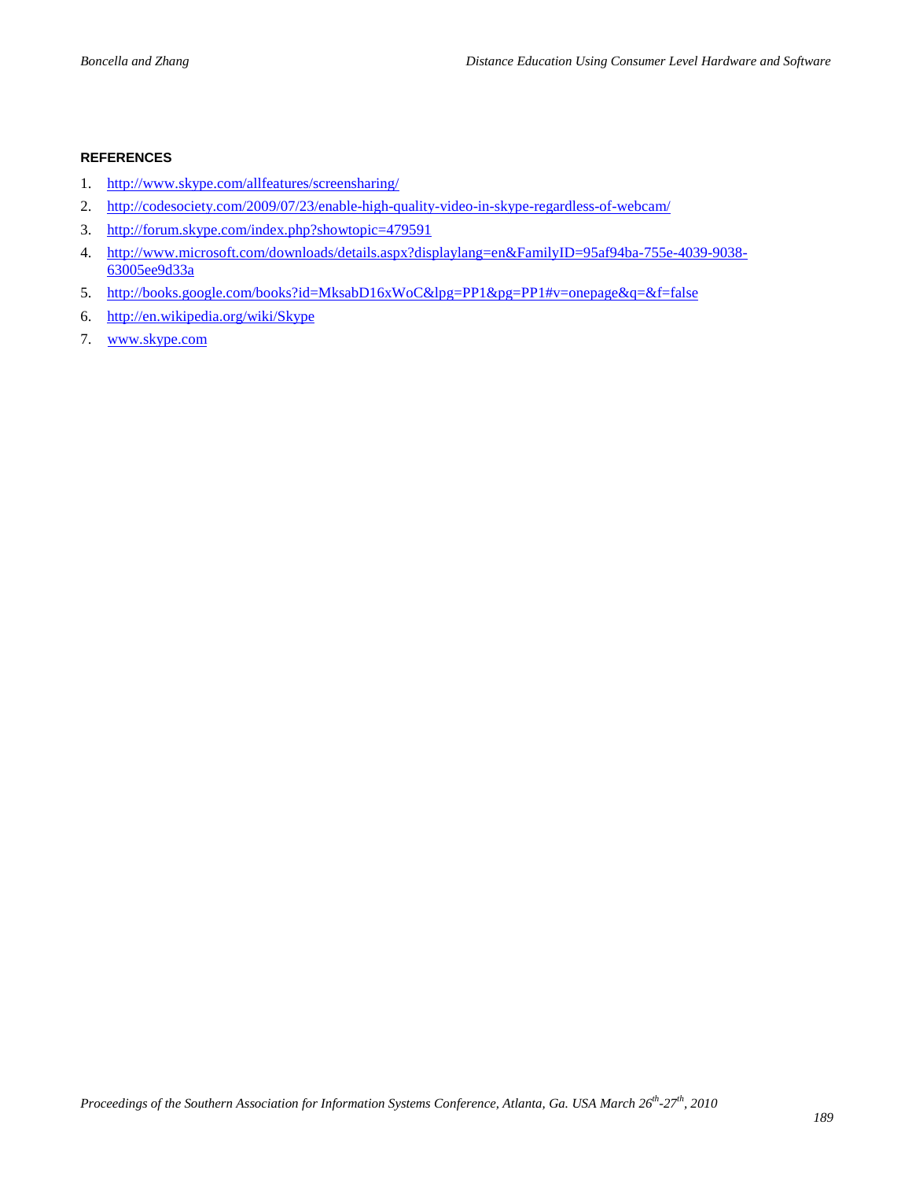## REFERENCES

1. http://www.skype.com/allfeatures/screensharing/
2. http://codesociety.com/2009/07/23/enable-high-quality-video-in-skype-regardless-of-webcam/
3. http://forum.skype.com/index.php?showtopic=479591
4. http://www.microsoft.com/downloads/details.aspx?displaylang=en&FamilyID=95af94ba-755e-4039-9038-63005ee9d33a
5. http://books.google.com/books?id=MksabD16xWoC&lpg=PP1&pg=PP1#v=onepage&q=&f=false
6. http://en.wikipedia.org/wiki/Skype
7. www.skype.com